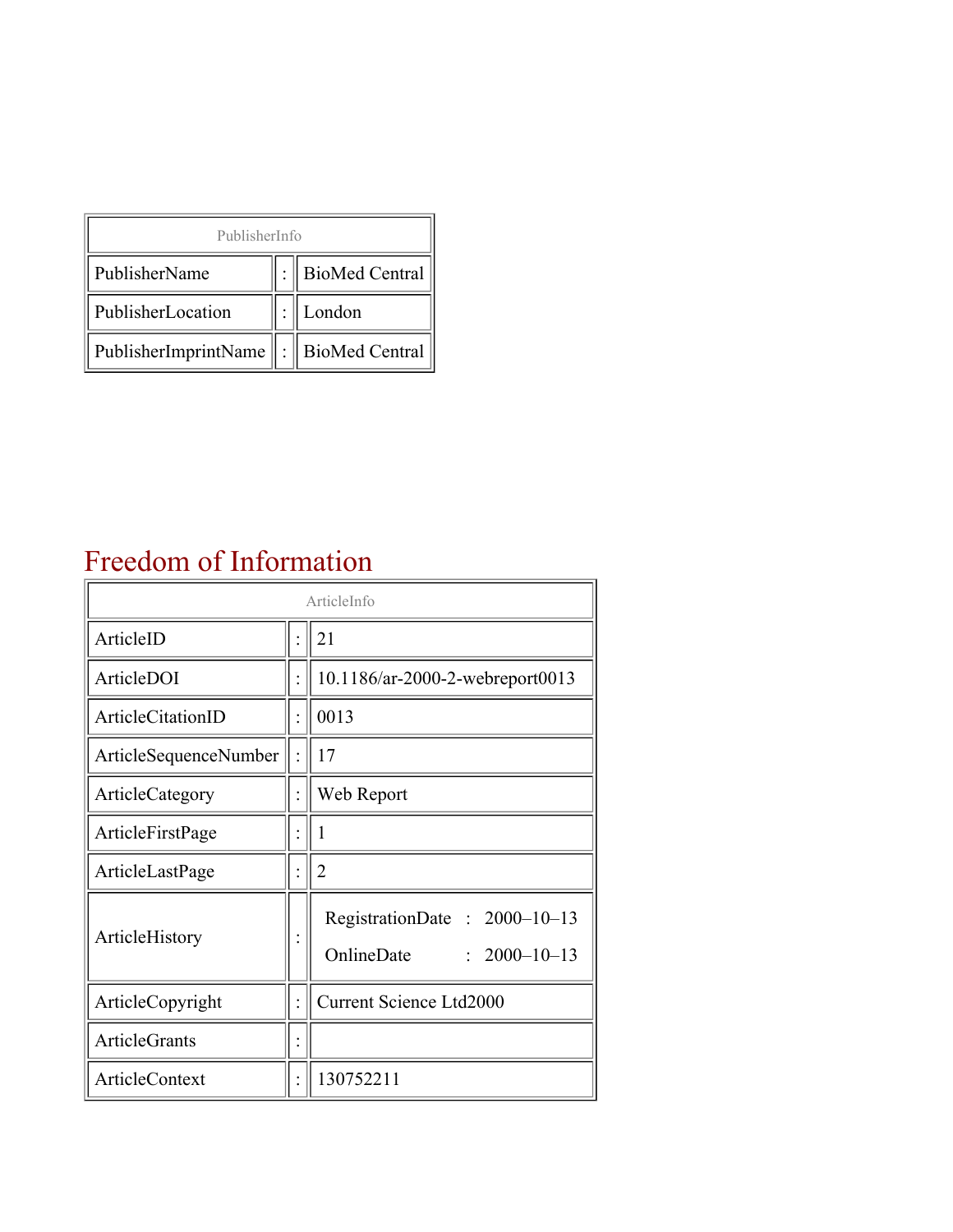| PublisherInfo | | |
|---|---|---|
| PublisherName | : | BioMed Central |
| PublisherLocation | : | London |
| PublisherImprintName | : | BioMed Central |

# Freedom of Information

| ArticleInfo | | |
|---|---|---|
| ArticleID | : | 21 |
| ArticleDOI | : | 10.1186/ar-2000-2-webreport0013 |
| ArticleCitationID | : | 0013 |
| ArticleSequenceNumber | : | 17 |
| ArticleCategory | : | Web Report |
| ArticleFirstPage | : | 1 |
| ArticleLastPage | : | 2 |
| ArticleHistory | : | RegistrationDate : 2000–10–13<br>OnlineDate : 2000–10–13 |
| ArticleCopyright | : | Current Science Ltd2000 |
| ArticleGrants | : | |
| ArticleContext | : | 130752211 |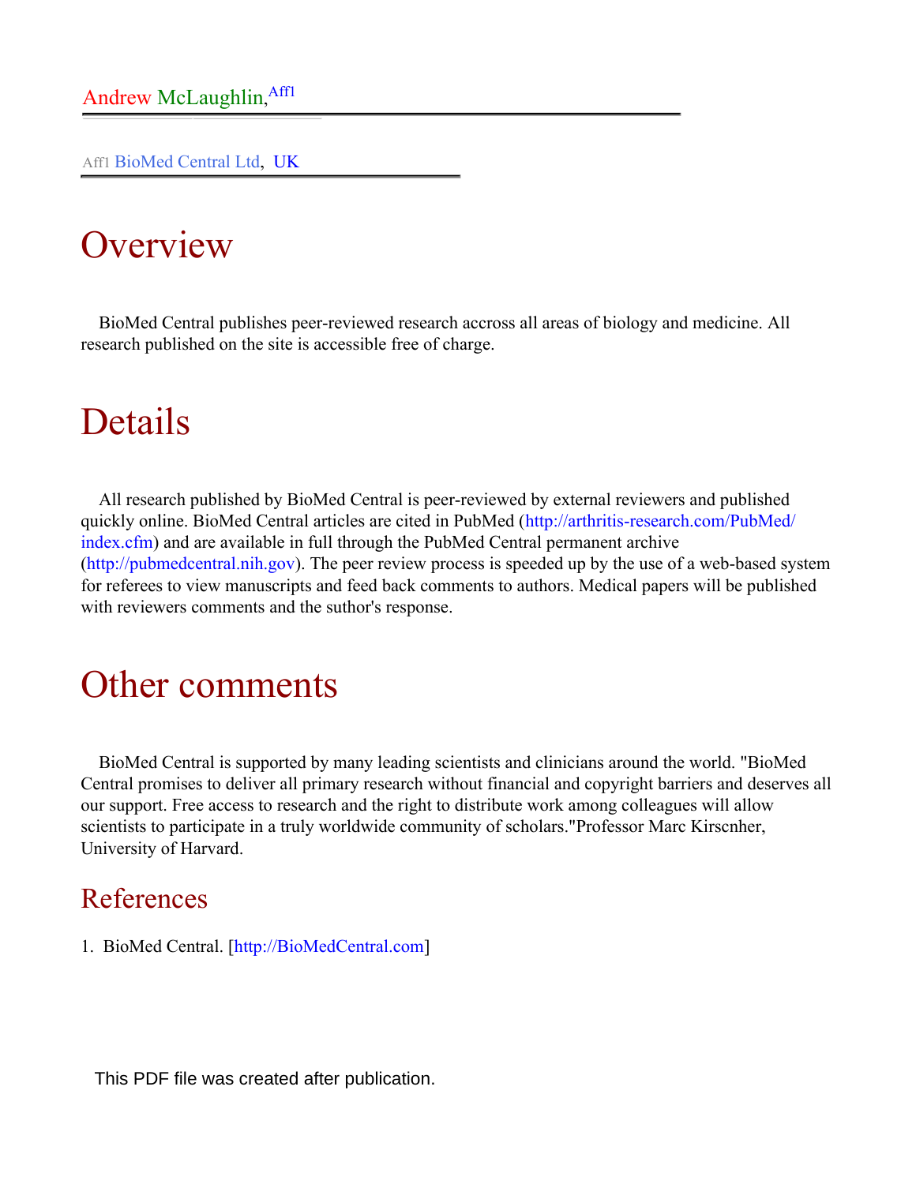Andrew McLaughlin,[Aff1]

[Aff1] BioMed Central Ltd, UK

# Overview

BioMed Central publishes peer-reviewed research accross all areas of biology and medicine. All research published on the site is accessible free of charge.

# Details

All research published by BioMed Central is peer-reviewed by external reviewers and published quickly online. BioMed Central articles are cited in PubMed (http://arthritis-research.com/PubMed/index.cfm) and are available in full through the PubMed Central permanent archive (http://pubmedcentral.nih.gov). The peer review process is speeded up by the use of a web-based system for referees to view manuscripts and feed back comments to authors. Medical papers will be published with reviewers comments and the suthor's response.

# Other comments

BioMed Central is supported by many leading scientists and clinicians around the world. "BioMed Central promises to deliver all primary research without financial and copyright barriers and deserves all our support. Free access to research and the right to distribute work among colleagues will allow scientists to participate in a truly worldwide community of scholars."Professor Marc Kirscnher, University of Harvard.

## References

1. BioMed Central. [http://BioMedCentral.com]

This PDF file was created after publication.